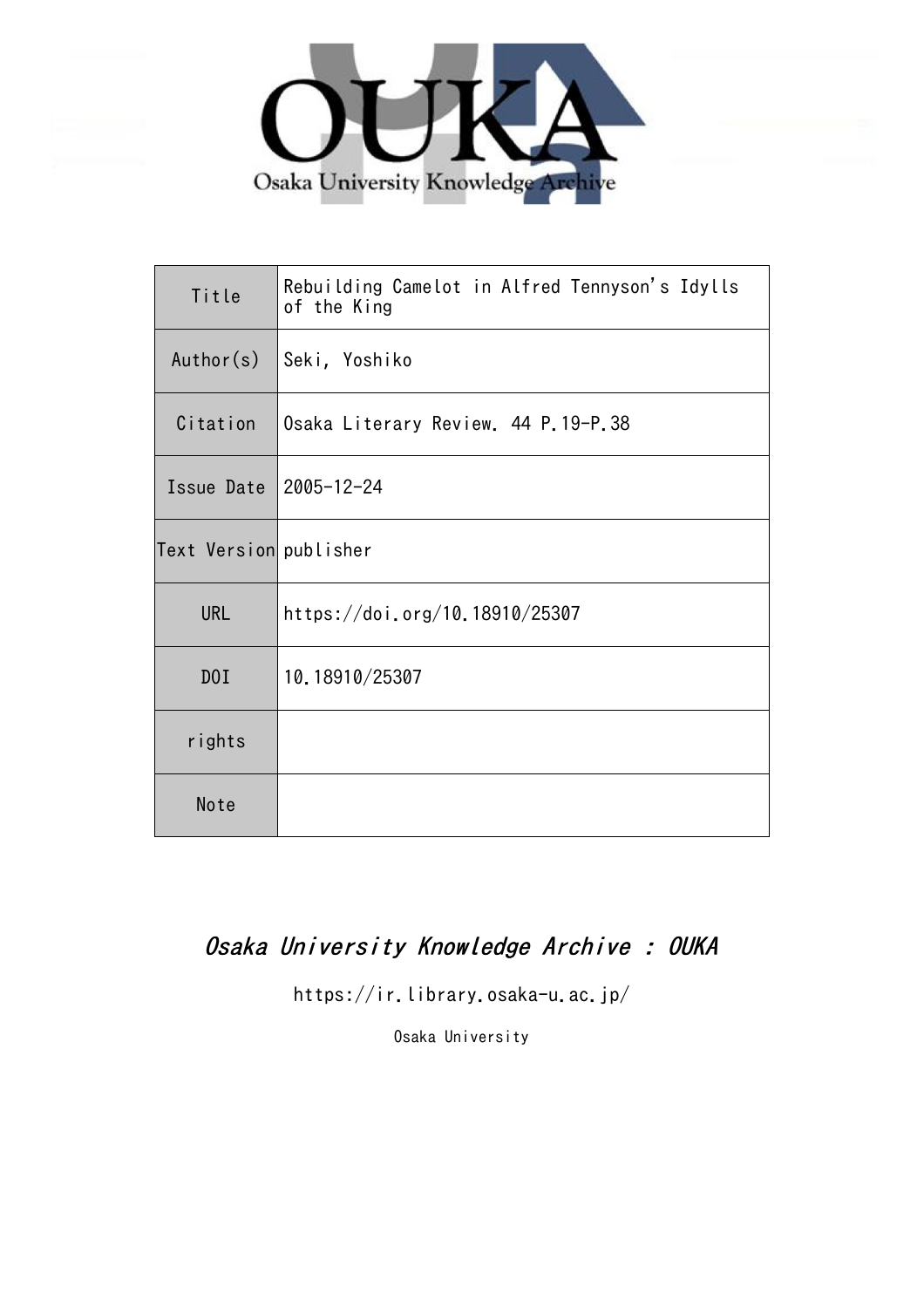OUKA

Osaka University Knowledge Archive

| Title | Rebuilding Camelot in Alfred Tennyson's Idylls of the King |
| --- | --- |
| Author(s) | Seki, Yoshiko |
| Citation | Osaka Literary Review. 44 P.19-P.38 |
| Issue Date | 2005-12-24 |
| Text Version | publisher |
| URL | https://doi.org/10.18910/25307 |
| DOI | 10.18910/25307 |
| rights | |
| Note | |

*Osaka University Knowledge Archive : OUKA*

https://ir.library.osaka-u.ac.jp/

Osaka University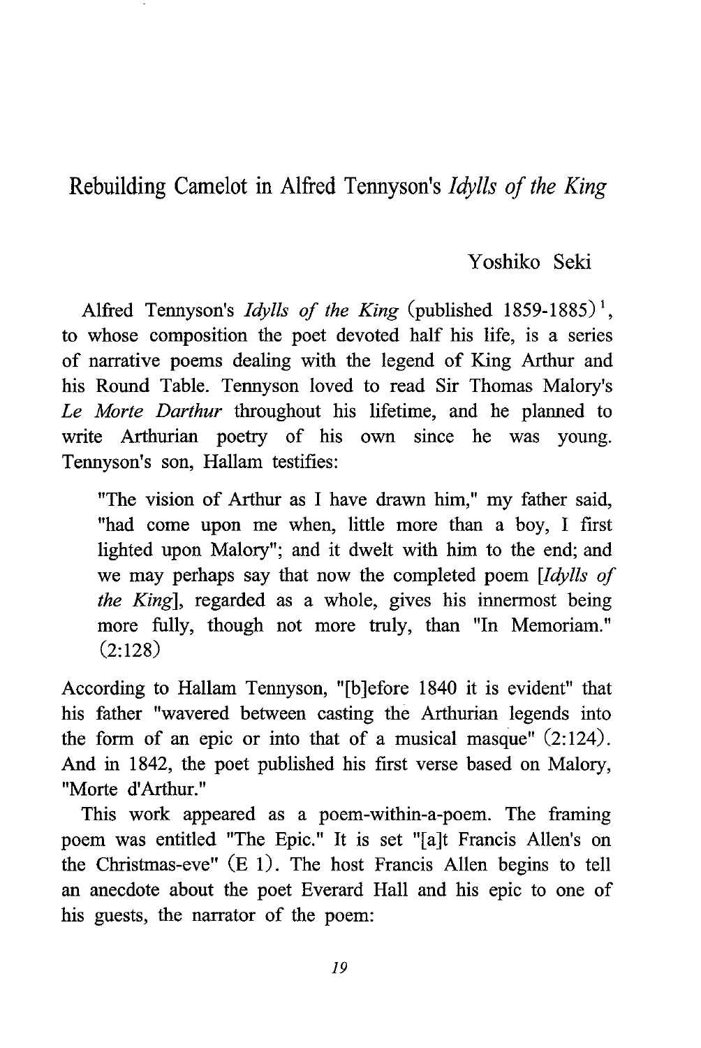# Rebuilding Camelot in Alfred Tennyson's *Idylls of the King*

Yoshiko Seki

Alfred Tennyson's *Idylls of the King* (published 1859-1885)[1], to whose composition the poet devoted half his life, is a series of narrative poems dealing with the legend of King Arthur and his Round Table. Tennyson loved to read Sir Thomas Malory's *Le Morte Darthur* throughout his lifetime, and he planned to write Arthurian poetry of his own since he was young. Tennyson's son, Hallam testifies:

> "The vision of Arthur as I have drawn him," my father said, "had come upon me when, little more than a boy, I first lighted upon Malory"; and it dwelt with him to the end; and we may perhaps say that now the completed poem [*Idylls of the King*], regarded as a whole, gives his innermost being more fully, though not more truly, than "In Memoriam." (2:128)

According to Hallam Tennyson, "[b]efore 1840 it is evident" that his father "wavered between casting the Arthurian legends into the form of an epic or into that of a musical masque" (2:124). And in 1842, the poet published his first verse based on Malory, "Morte d'Arthur."

This work appeared as a poem-within-a-poem. The framing poem was entitled "The Epic." It is set "[a]t Francis Allen's on the Christmas-eve" (E 1). The host Francis Allen begins to tell an anecdote about the poet Everard Hall and his epic to one of his guests, the narrator of the poem: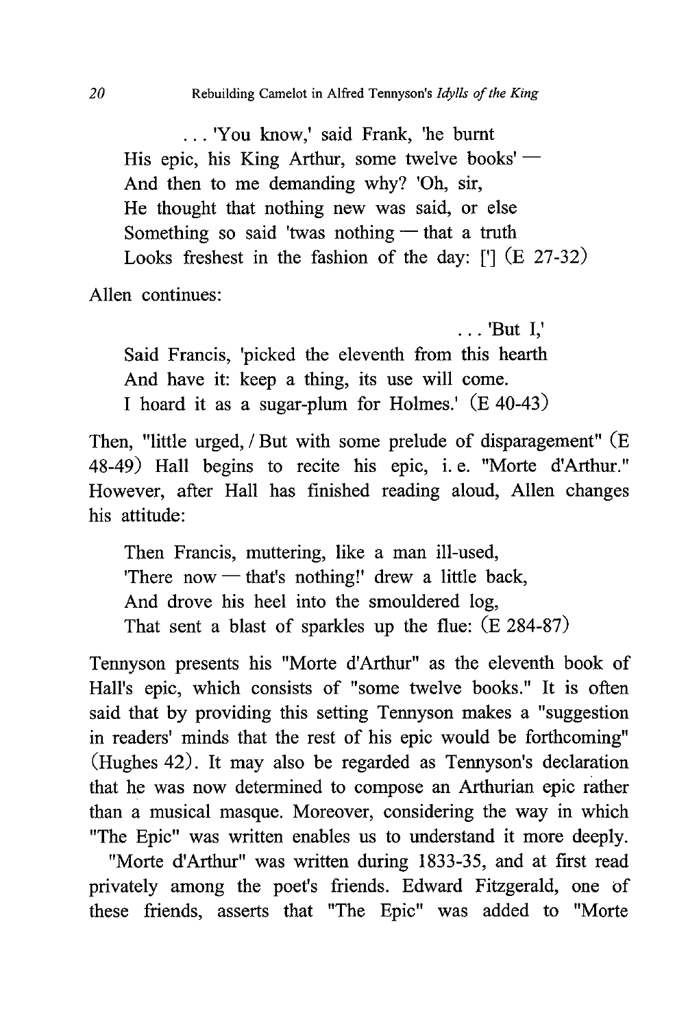> . . . 'You know,' said Frank, 'he burnt
> His epic, his King Arthur, some twelve books' —
> And then to me demanding why? 'Oh, sir,
> He thought that nothing new was said, or else
> Something so said 'twas nothing — that a truth
> Looks freshest in the fashion of the day: ['] (E 27-32)

Allen continues:

> . . . 'But I,'
> Said Francis, 'picked the eleventh from this hearth
> And have it: keep a thing, its use will come.
> I hoard it as a sugar-plum for Holmes.' (E 40-43)

Then, "little urged, / But with some prelude of disparagement" (E 48-49) Hall begins to recite his epic, i. e. "Morte d'Arthur." However, after Hall has finished reading aloud, Allen changes his attitude:

> Then Francis, muttering, like a man ill-used,
> 'There now — that's nothing!' drew a little back,
> And drove his heel into the smouldered log,
> That sent a blast of sparkles up the flue: (E 284-87)

Tennyson presents his "Morte d'Arthur" as the eleventh book of Hall's epic, which consists of "some twelve books." It is often said that by providing this setting Tennyson makes a "suggestion in readers' minds that the rest of his epic would be forthcoming" (Hughes 42). It may also be regarded as Tennyson's declaration that he was now determined to compose an Arthurian epic rather than a musical masque. Moreover, considering the way in which "The Epic" was written enables us to understand it more deeply.

"Morte d'Arthur" was written during 1833-35, and at first read privately among the poet's friends. Edward Fitzgerald, one of these friends, asserts that "The Epic" was added to "Morte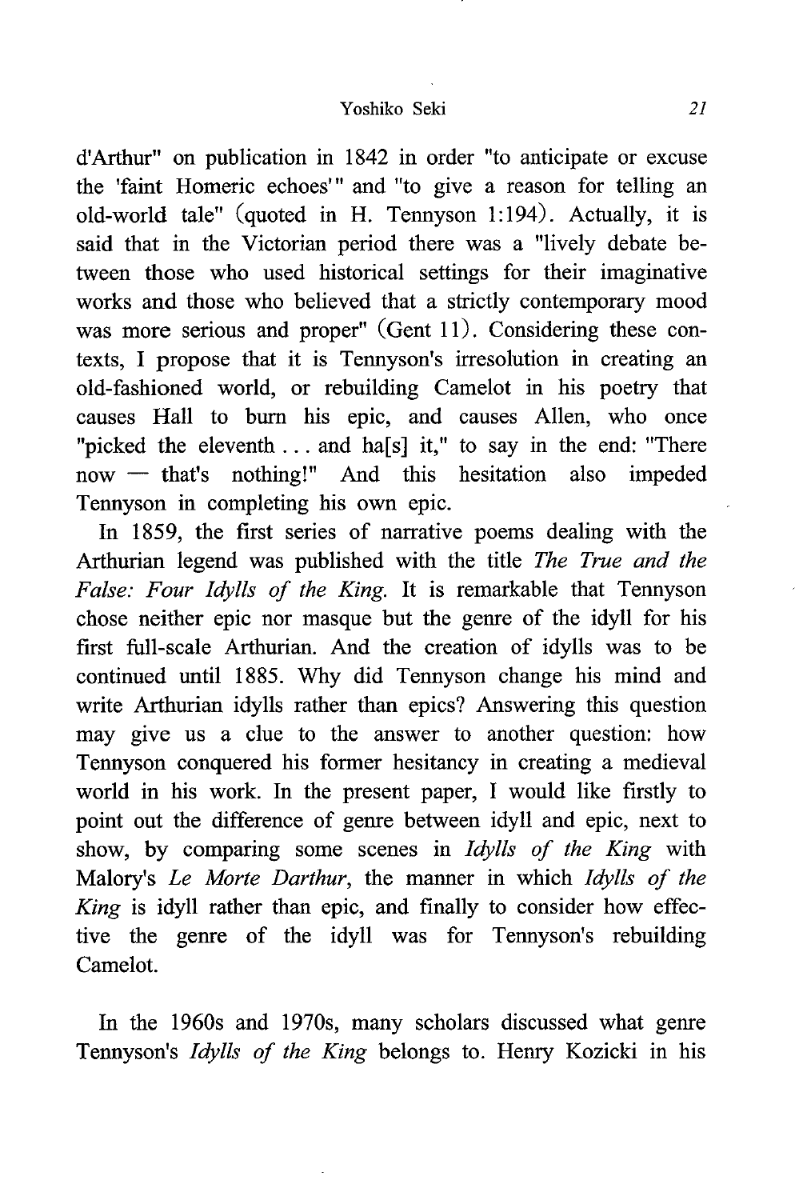d'Arthur" on publication in 1842 in order "to anticipate or excuse the 'faint Homeric echoes'" and "to give a reason for telling an old-world tale" (quoted in H. Tennyson 1:194). Actually, it is said that in the Victorian period there was a "lively debate between those who used historical settings for their imaginative works and those who believed that a strictly contemporary mood was more serious and proper" (Gent 11). Considering these contexts, I propose that it is Tennyson's irresolution in creating an old-fashioned world, or rebuilding Camelot in his poetry that causes Hall to burn his epic, and causes Allen, who once "picked the eleventh . . . and ha[s] it," to say in the end: "There now — that's nothing!" And this hesitation also impeded Tennyson in completing his own epic.

In 1859, the first series of narrative poems dealing with the Arthurian legend was published with the title *The True and the False: Four Idylls of the King.* It is remarkable that Tennyson chose neither epic nor masque but the genre of the idyll for his first full-scale Arthurian. And the creation of idylls was to be continued until 1885. Why did Tennyson change his mind and write Arthurian idylls rather than epics? Answering this question may give us a clue to the answer to another question: how Tennyson conquered his former hesitancy in creating a medieval world in his work. In the present paper, I would like firstly to point out the difference of genre between idyll and epic, next to show, by comparing some scenes in *Idylls of the King* with Malory's *Le Morte Darthur,* the manner in which *Idylls of the King* is idyll rather than epic, and finally to consider how effective the genre of the idyll was for Tennyson's rebuilding Camelot.

In the 1960s and 1970s, many scholars discussed what genre Tennyson's *Idylls of the King* belongs to. Henry Kozicki in his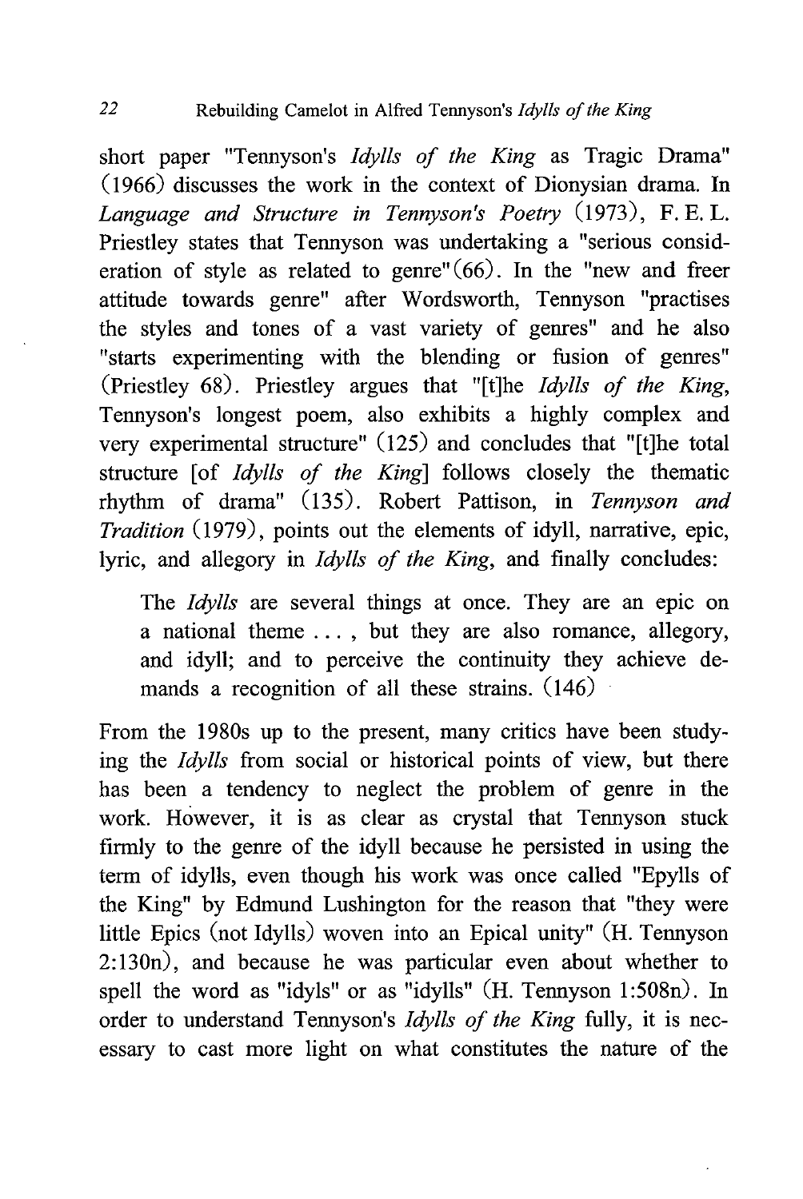short paper "Tennyson's *Idylls of the King* as Tragic Drama" (1966) discusses the work in the context of Dionysian drama. In *Language and Structure in Tennyson's Poetry* (1973), F. E. L. Priestley states that Tennyson was undertaking a "serious consideration of style as related to genre"(66). In the "new and freer attitude towards genre" after Wordsworth, Tennyson "practises the styles and tones of a vast variety of genres" and he also "starts experimenting with the blending or fusion of genres" (Priestley 68). Priestley argues that "[t]he *Idylls of the King*, Tennyson's longest poem, also exhibits a highly complex and very experimental structure" (125) and concludes that "[t]he total structure [of *Idylls of the King*] follows closely the thematic rhythm of drama" (135). Robert Pattison, in *Tennyson and Tradition* (1979), points out the elements of idyll, narrative, epic, lyric, and allegory in *Idylls of the King*, and finally concludes:

> The *Idylls* are several things at once. They are an epic on a national theme . . . , but they are also romance, allegory, and idyll; and to perceive the continuity they achieve demands a recognition of all these strains. (146)

From the 1980s up to the present, many critics have been studying the *Idylls* from social or historical points of view, but there has been a tendency to neglect the problem of genre in the work. However, it is as clear as crystal that Tennyson stuck firmly to the genre of the idyll because he persisted in using the term of idylls, even though his work was once called "Epylls of the King" by Edmund Lushington for the reason that "they were little Epics (not Idylls) woven into an Epical unity" (H. Tennyson 2:130n), and because he was particular even about whether to spell the word as "idyls" or as "idylls" (H. Tennyson 1:508n). In order to understand Tennyson's *Idylls of the King* fully, it is necessary to cast more light on what constitutes the nature of the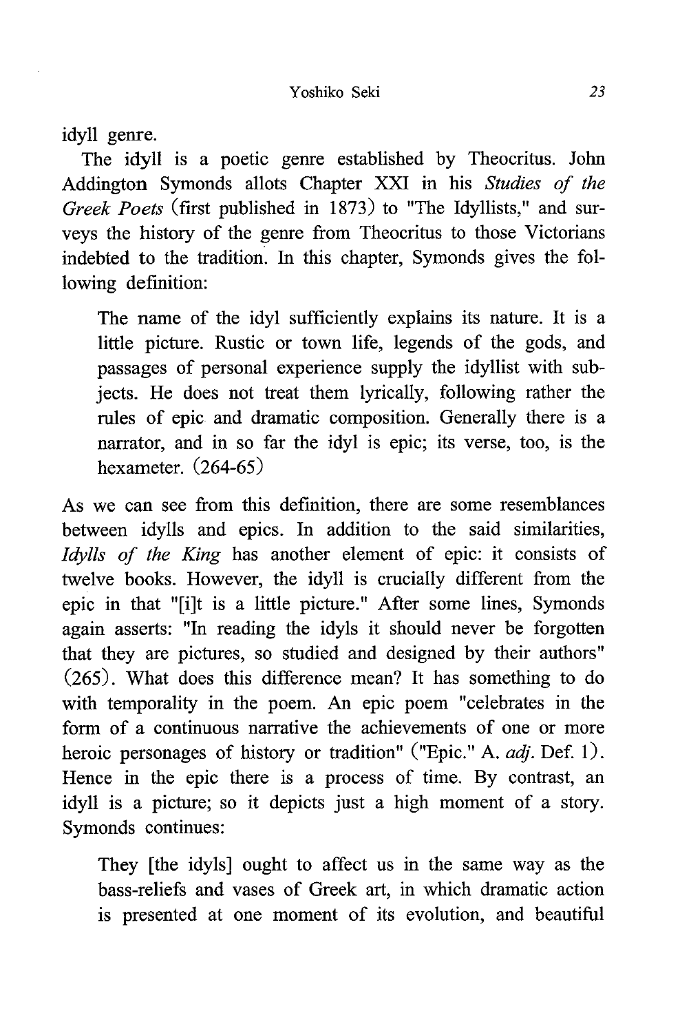idyll genre.

The idyll is a poetic genre established by Theocritus. John Addington Symonds allots Chapter XXI in his *Studies of the Greek Poets* (first published in 1873) to "The Idyllists," and surveys the history of the genre from Theocritus to those Victorians indebted to the tradition. In this chapter, Symonds gives the following definition:

> The name of the idyl sufficiently explains its nature. It is a little picture. Rustic or town life, legends of the gods, and passages of personal experience supply the idyllist with subjects. He does not treat them lyrically, following rather the rules of epic and dramatic composition. Generally there is a narrator, and in so far the idyl is epic; its verse, too, is the hexameter. (264-65)

As we can see from this definition, there are some resemblances between idylls and epics. In addition to the said similarities, *Idylls of the King* has another element of epic: it consists of twelve books. However, the idyll is crucially different from the epic in that "[i]t is a little picture." After some lines, Symonds again asserts: "In reading the idyls it should never be forgotten that they are pictures, so studied and designed by their authors" (265). What does this difference mean? It has something to do with temporality in the poem. An epic poem "celebrates in the form of a continuous narrative the achievements of one or more heroic personages of history or tradition" ("Epic." A. *adj*. Def. 1). Hence in the epic there is a process of time. By contrast, an idyll is a picture; so it depicts just a high moment of a story. Symonds continues:

> They [the idyls] ought to affect us in the same way as the bass-reliefs and vases of Greek art, in which dramatic action is presented at one moment of its evolution, and beautiful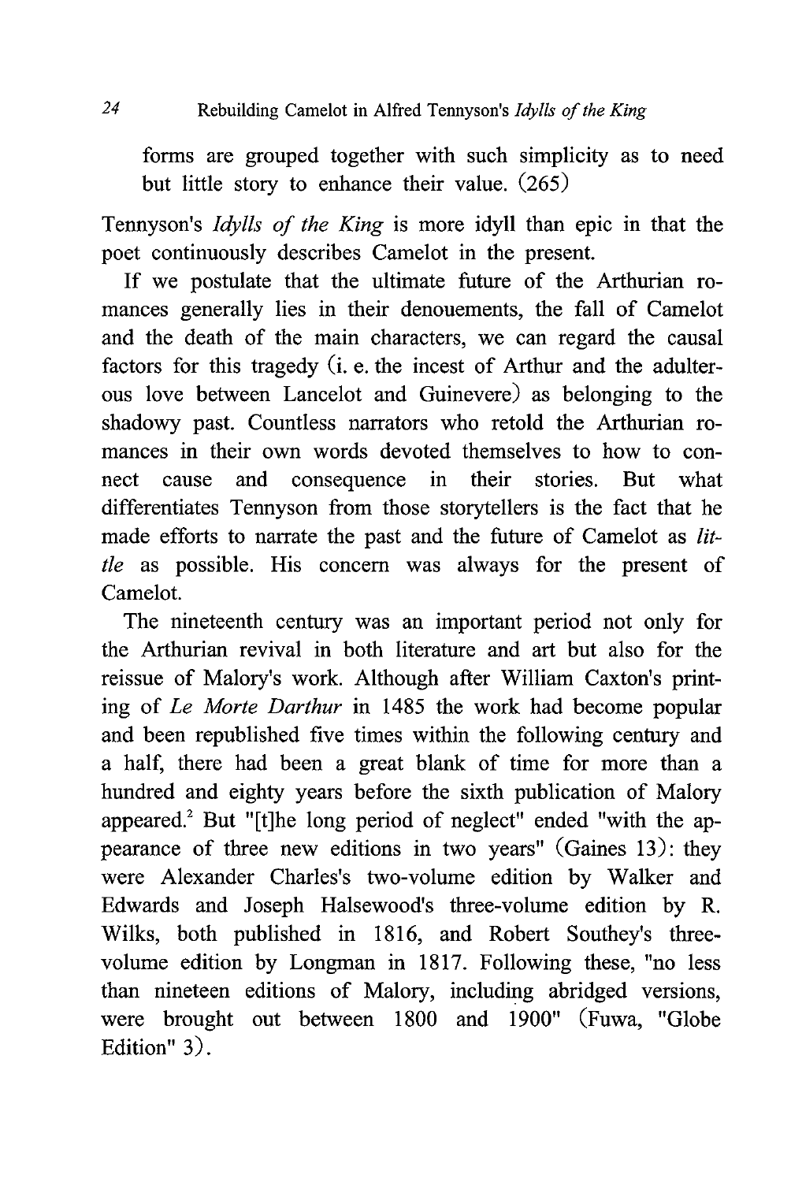forms are grouped together with such simplicity as to need but little story to enhance their value. (265)

Tennyson's *Idylls of the King* is more idyll than epic in that the poet continuously describes Camelot in the present.

If we postulate that the ultimate future of the Arthurian romances generally lies in their denouements, the fall of Camelot and the death of the main characters, we can regard the causal factors for this tragedy (i. e. the incest of Arthur and the adulterous love between Lancelot and Guinevere) as belonging to the shadowy past. Countless narrators who retold the Arthurian romances in their own words devoted themselves to how to connect cause and consequence in their stories. But what differentiates Tennyson from those storytellers is the fact that he made efforts to narrate the past and the future of Camelot as *little* as possible. His concern was always for the present of Camelot.

The nineteenth century was an important period not only for the Arthurian revival in both literature and art but also for the reissue of Malory's work. Although after William Caxton's printing of *Le Morte Darthur* in 1485 the work had become popular and been republished five times within the following century and a half, there had been a great blank of time for more than a hundred and eighty years before the sixth publication of Malory appeared.[2] But "[t]he long period of neglect" ended "with the appearance of three new editions in two years" (Gaines 13): they were Alexander Charles's two-volume edition by Walker and Edwards and Joseph Halsewood's three-volume edition by R. Wilks, both published in 1816, and Robert Southey's three-volume edition by Longman in 1817. Following these, "no less than nineteen editions of Malory, including abridged versions, were brought out between 1800 and 1900" (Fuwa, "Globe Edition" 3).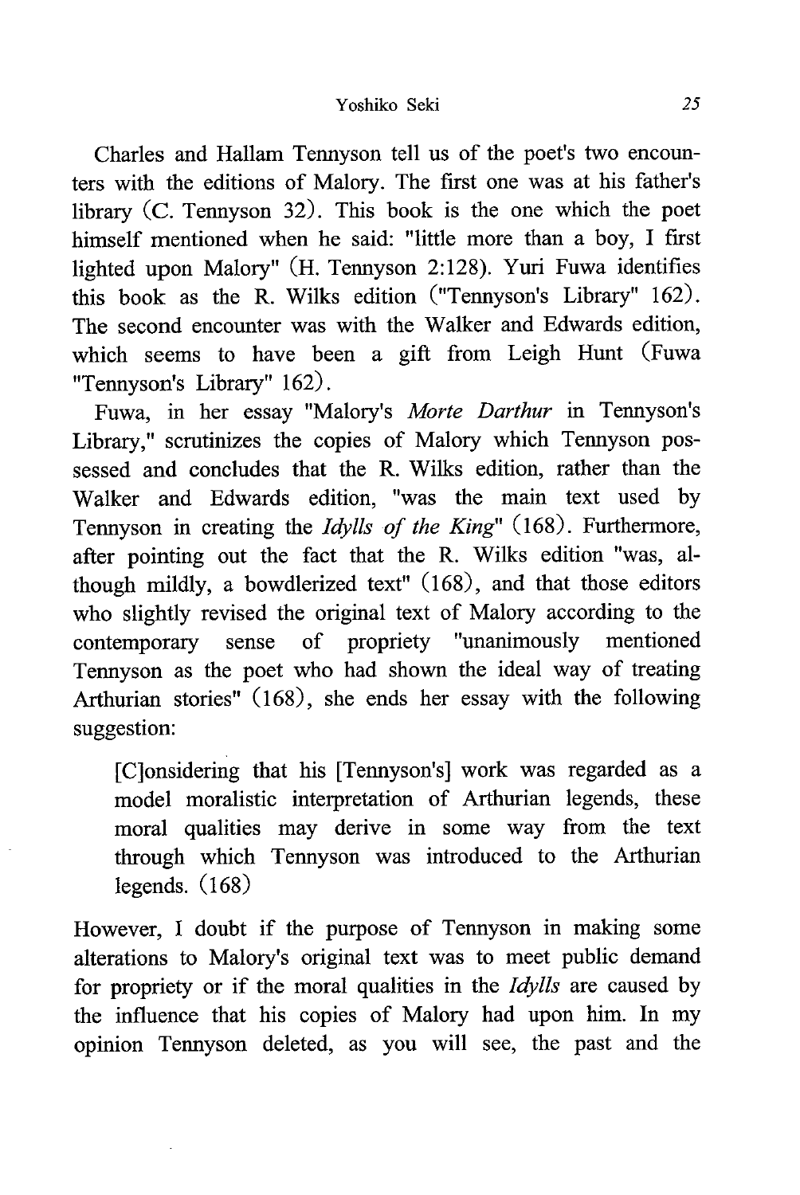Charles and Hallam Tennyson tell us of the poet's two encounters with the editions of Malory. The first one was at his father's library (C. Tennyson 32). This book is the one which the poet himself mentioned when he said: "little more than a boy, I first lighted upon Malory" (H. Tennyson 2:128). Yuri Fuwa identifies this book as the R. Wilks edition ("Tennyson's Library" 162). The second encounter was with the Walker and Edwards edition, which seems to have been a gift from Leigh Hunt (Fuwa "Tennyson's Library" 162).

Fuwa, in her essay "Malory's *Morte Darthur* in Tennyson's Library," scrutinizes the copies of Malory which Tennyson possessed and concludes that the R. Wilks edition, rather than the Walker and Edwards edition, "was the main text used by Tennyson in creating the *Idylls of the King*" (168). Furthermore, after pointing out the fact that the R. Wilks edition "was, although mildly, a bowdlerized text" (168), and that those editors who slightly revised the original text of Malory according to the contemporary sense of propriety "unanimously mentioned Tennyson as the poet who had shown the ideal way of treating Arthurian stories" (168), she ends her essay with the following suggestion:

> [C]onsidering that his [Tennyson's] work was regarded as a model moralistic interpretation of Arthurian legends, these moral qualities may derive in some way from the text through which Tennyson was introduced to the Arthurian legends. (168)

However, I doubt if the purpose of Tennyson in making some alterations to Malory's original text was to meet public demand for propriety or if the moral qualities in the *Idylls* are caused by the influence that his copies of Malory had upon him. In my opinion Tennyson deleted, as you will see, the past and the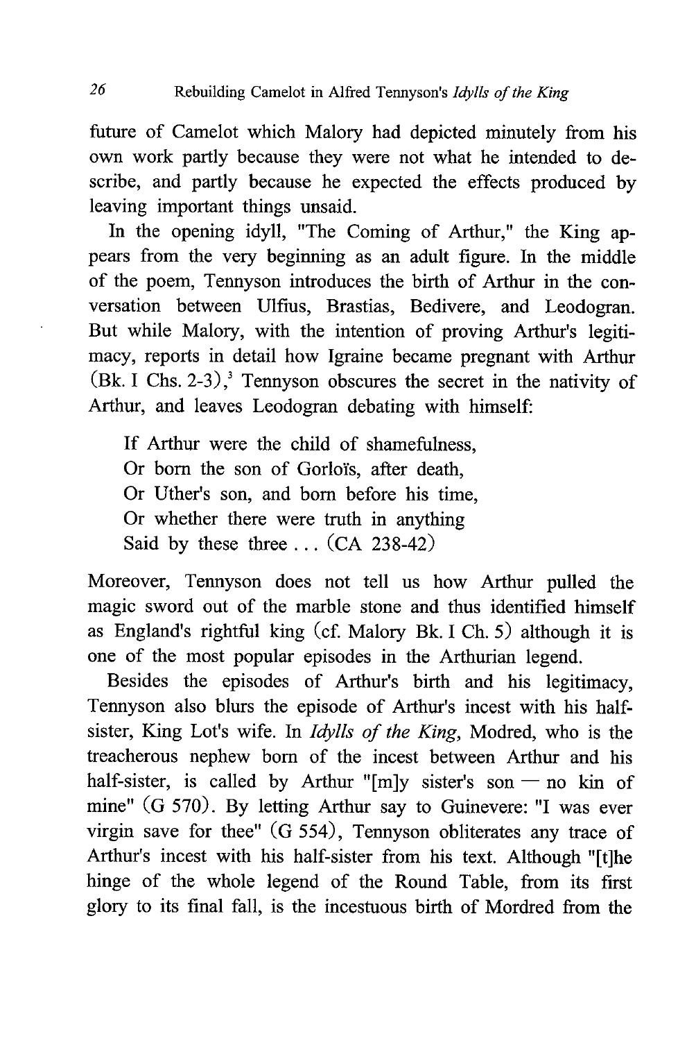future of Camelot which Malory had depicted minutely from his own work partly because they were not what he intended to describe, and partly because he expected the effects produced by leaving important things unsaid.

In the opening idyll, "The Coming of Arthur," the King appears from the very beginning as an adult figure. In the middle of the poem, Tennyson introduces the birth of Arthur in the conversation between Ulfius, Brastias, Bedivere, and Leodogran. But while Malory, with the intention of proving Arthur's legitimacy, reports in detail how Igraine became pregnant with Arthur (Bk. I Chs. 2-3),[3] Tennyson obscures the secret in the nativity of Arthur, and leaves Leodogran debating with himself:

> If Arthur were the child of shamefulness,
> Or born the son of Gorloïs, after death,
> Or Uther's son, and born before his time,
> Or whether there were truth in anything
> Said by these three . . . (CA 238-42)

Moreover, Tennyson does not tell us how Arthur pulled the magic sword out of the marble stone and thus identified himself as England's rightful king (cf. Malory Bk. I Ch. 5) although it is one of the most popular episodes in the Arthurian legend.

Besides the episodes of Arthur's birth and his legitimacy, Tennyson also blurs the episode of Arthur's incest with his half-sister, King Lot's wife. In *Idylls of the King*, Modred, who is the treacherous nephew born of the incest between Arthur and his half-sister, is called by Arthur "[m]y sister's son — no kin of mine" (G 570). By letting Arthur say to Guinevere: "I was ever virgin save for thee" (G 554), Tennyson obliterates any trace of Arthur's incest with his half-sister from his text. Although "[t]he hinge of the whole legend of the Round Table, from its first glory to its final fall, is the incestuous birth of Mordred from the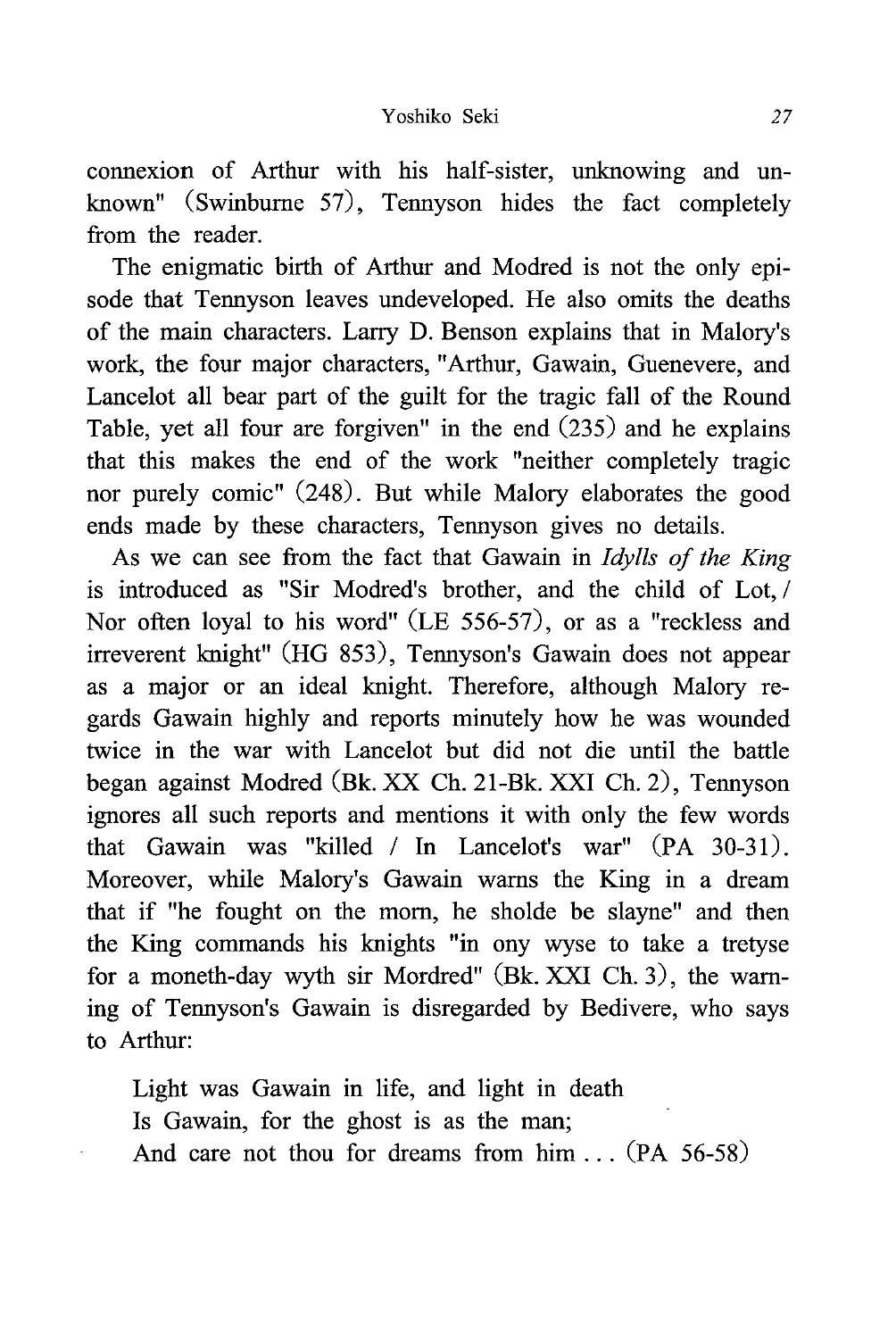connexion of Arthur with his half-sister, unknowing and unknown" (Swinburne 57), Tennyson hides the fact completely from the reader.

The enigmatic birth of Arthur and Modred is not the only episode that Tennyson leaves undeveloped. He also omits the deaths of the main characters. Larry D. Benson explains that in Malory's work, the four major characters, "Arthur, Gawain, Guenevere, and Lancelot all bear part of the guilt for the tragic fall of the Round Table, yet all four are forgiven" in the end (235) and he explains that this makes the end of the work "neither completely tragic nor purely comic" (248). But while Malory elaborates the good ends made by these characters, Tennyson gives no details.

As we can see from the fact that Gawain in *Idylls of the King* is introduced as "Sir Modred's brother, and the child of Lot, / Nor often loyal to his word" (LE 556-57), or as a "reckless and irreverent knight" (HG 853), Tennyson's Gawain does not appear as a major or an ideal knight. Therefore, although Malory regards Gawain highly and reports minutely how he was wounded twice in the war with Lancelot but did not die until the battle began against Modred (Bk. XX Ch. 21-Bk. XXI Ch. 2), Tennyson ignores all such reports and mentions it with only the few words that Gawain was "killed / In Lancelot's war" (PA 30-31). Moreover, while Malory's Gawain warns the King in a dream that if "he fought on the morn, he sholde be slayne" and then the King commands his knights "in ony wyse to take a tretyse for a moneth-day wyth sir Mordred" (Bk. XXI Ch. 3), the warning of Tennyson's Gawain is disregarded by Bedivere, who says to Arthur:

> Light was Gawain in life, and light in death
> Is Gawain, for the ghost is as the man;
> And care not thou for dreams from him . . . (PA 56-58)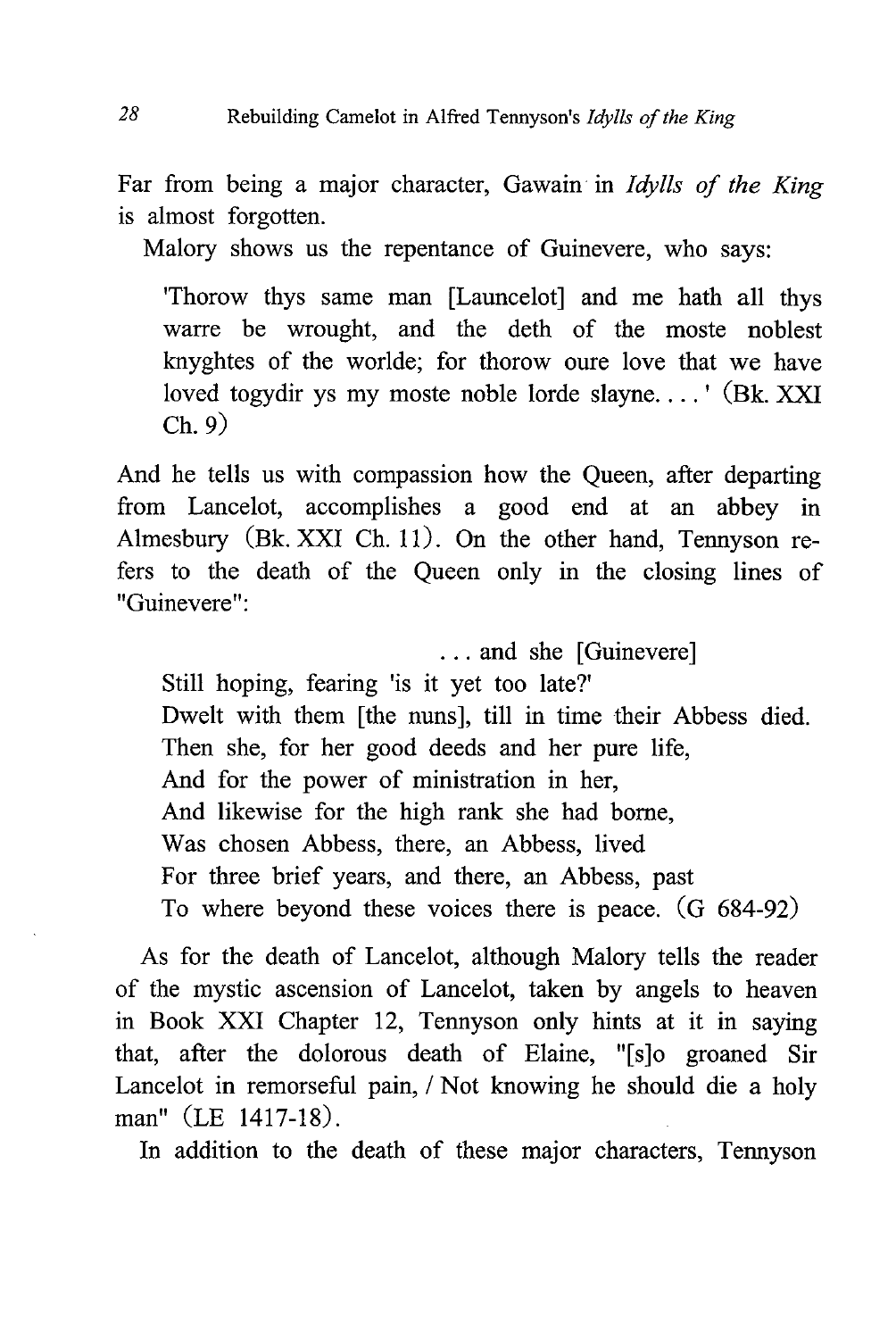Far from being a major character, Gawain in *Idylls of the King* is almost forgotten.

Malory shows us the repentance of Guinevere, who says:

> 'Thorow thys same man [Launcelot] and me hath all thys warre be wrought, and the deth of the moste noblest knyghtes of the worlde; for thorow oure love that we have loved togydir ys my moste noble lorde slayne. . . . ' (Bk. XXI Ch. 9)

And he tells us with compassion how the Queen, after departing from Lancelot, accomplishes a good end at an abbey in Almesbury (Bk. XXI Ch. 11). On the other hand, Tennyson refers to the death of the Queen only in the closing lines of "Guinevere":

> . . . and she [Guinevere]
> Still hoping, fearing 'is it yet too late?'
> Dwelt with them [the nuns], till in time their Abbess died.
> Then she, for her good deeds and her pure life,
> And for the power of ministration in her,
> And likewise for the high rank she had borne,
> Was chosen Abbess, there, an Abbess, lived
> For three brief years, and there, an Abbess, past
> To where beyond these voices there is peace. (G 684-92)

As for the death of Lancelot, although Malory tells the reader of the mystic ascension of Lancelot, taken by angels to heaven in Book XXI Chapter 12, Tennyson only hints at it in saying that, after the dolorous death of Elaine, "[s]o groaned Sir Lancelot in remorseful pain, / Not knowing he should die a holy man" (LE 1417-18).

In addition to the death of these major characters, Tennyson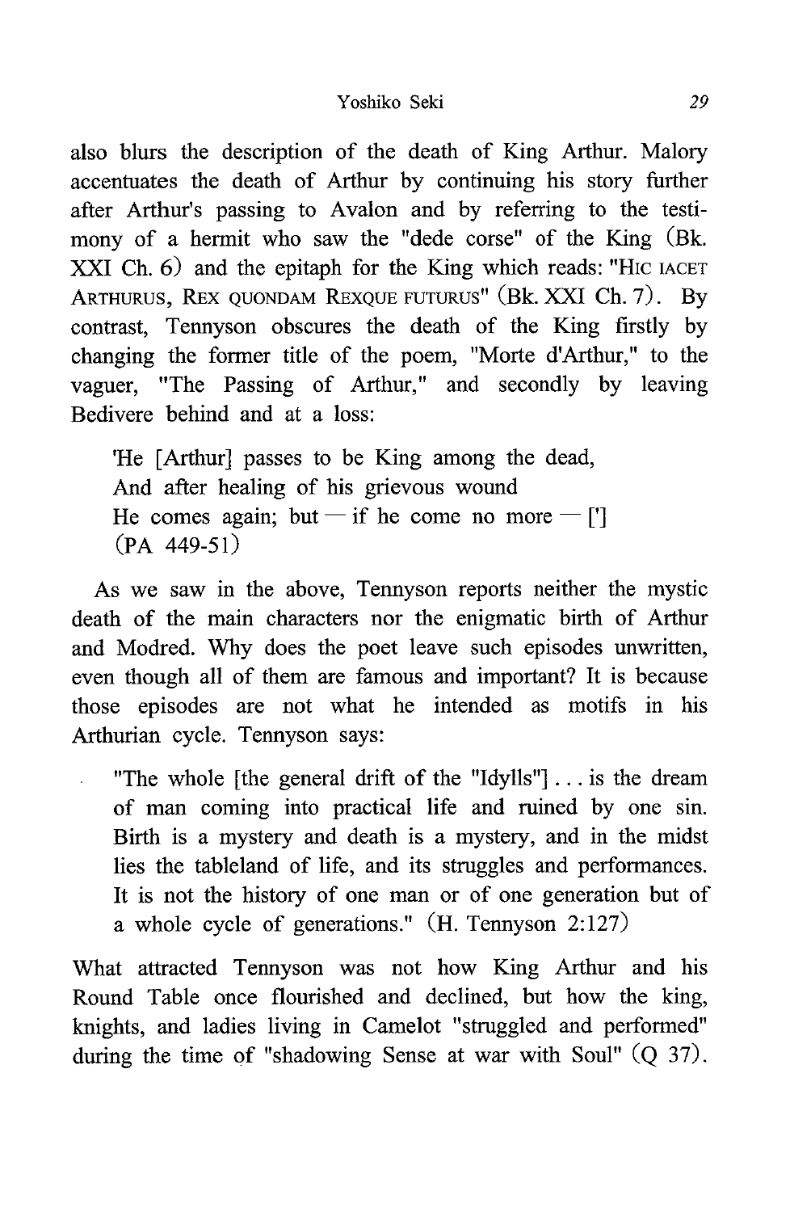also blurs the description of the death of King Arthur. Malory accentuates the death of Arthur by continuing his story further after Arthur's passing to Avalon and by referring to the testimony of a hermit who saw the "dede corse" of the King (Bk. XXI Ch. 6) and the epitaph for the King which reads: "HIC IACET ARTHURUS, REX QUONDAM REXQUE FUTURUS" (Bk. XXI Ch. 7). By contrast, Tennyson obscures the death of the King firstly by changing the former title of the poem, "Morte d'Arthur," to the vaguer, "The Passing of Arthur," and secondly by leaving Bedivere behind and at a loss:

> 'He [Arthur] passes to be King among the dead,
> And after healing of his grievous wound
> He comes again; but — if he come no more — [']
> (PA 449-51)

As we saw in the above, Tennyson reports neither the mystic death of the main characters nor the enigmatic birth of Arthur and Modred. Why does the poet leave such episodes unwritten, even though all of them are famous and important? It is because those episodes are not what he intended as motifs in his Arthurian cycle. Tennyson says:

> "The whole [the general drift of the "Idylls"] . . . is the dream of man coming into practical life and ruined by one sin. Birth is a mystery and death is a mystery, and in the midst lies the tableland of life, and its struggles and performances. It is not the history of one man or of one generation but of a whole cycle of generations." (H. Tennyson 2:127)

What attracted Tennyson was not how King Arthur and his Round Table once flourished and declined, but how the king, knights, and ladies living in Camelot "struggled and performed" during the time of "shadowing Sense at war with Soul" (Q 37).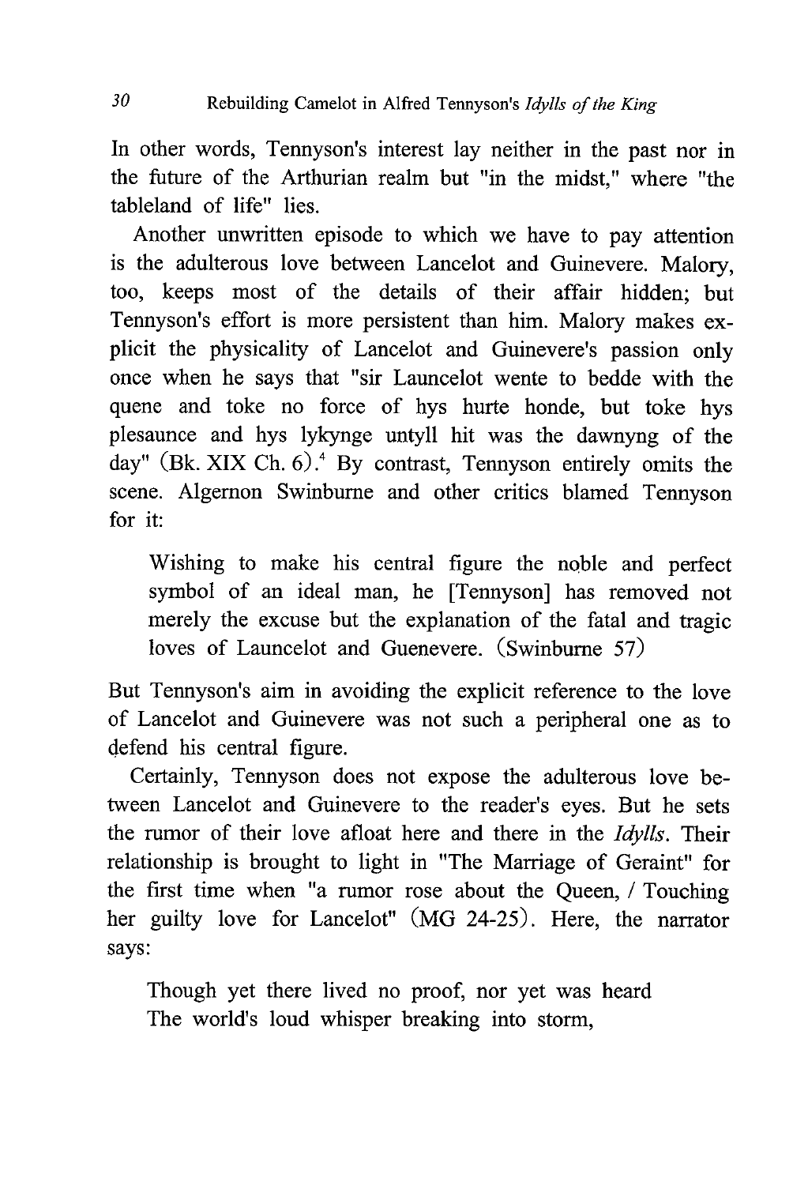In other words, Tennyson's interest lay neither in the past nor in the future of the Arthurian realm but "in the midst," where "the tableland of life" lies.

Another unwritten episode to which we have to pay attention is the adulterous love between Lancelot and Guinevere. Malory, too, keeps most of the details of their affair hidden; but Tennyson's effort is more persistent than him. Malory makes explicit the physicality of Lancelot and Guinevere's passion only once when he says that "sir Launcelot wente to bedde with the quene and toke no force of hys hurte honde, but toke hys plesaunce and hys lykynge untyll hit was the dawnyng of the day" (Bk. XIX Ch. 6).[4] By contrast, Tennyson entirely omits the scene. Algernon Swinburne and other critics blamed Tennyson for it:

> Wishing to make his central figure the noble and perfect symbol of an ideal man, he [Tennyson] has removed not merely the excuse but the explanation of the fatal and tragic loves of Launcelot and Guenevere. (Swinburne 57)

But Tennyson's aim in avoiding the explicit reference to the love of Lancelot and Guinevere was not such a peripheral one as to defend his central figure.

Certainly, Tennyson does not expose the adulterous love between Lancelot and Guinevere to the reader's eyes. But he sets the rumor of their love afloat here and there in the *Idylls*. Their relationship is brought to light in "The Marriage of Geraint" for the first time when "a rumor rose about the Queen, / Touching her guilty love for Lancelot" (MG 24-25). Here, the narrator says:

> Though yet there lived no proof, nor yet was heard
> The world's loud whisper breaking into storm,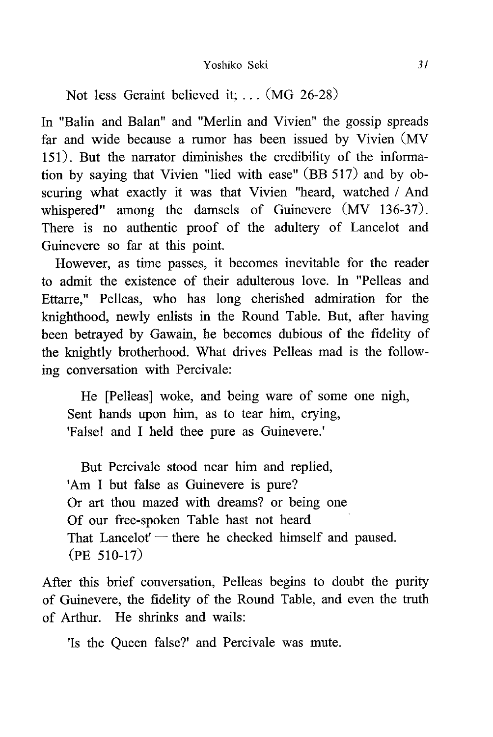Not less Geraint believed it; . . . (MG 26-28)

In "Balin and Balan" and "Merlin and Vivien" the gossip spreads far and wide because a rumor has been issued by Vivien (MV 151). But the narrator diminishes the credibility of the information by saying that Vivien "lied with ease" (BB 517) and by obscuring what exactly it was that Vivien "heard, watched / And whispered" among the damsels of Guinevere (MV 136-37). There is no authentic proof of the adultery of Lancelot and Guinevere so far at this point.

However, as time passes, it becomes inevitable for the reader to admit the existence of their adulterous love. In "Pelleas and Ettarre," Pelleas, who has long cherished admiration for the knighthood, newly enlists in the Round Table. But, after having been betrayed by Gawain, he becomes dubious of the fidelity of the knightly brotherhood. What drives Pelleas mad is the following conversation with Percivale:

> He [Pelleas] woke, and being ware of some one nigh,
> Sent hands upon him, as to tear him, crying,
> 'False! and I held thee pure as Guinevere.'
>
> But Percivale stood near him and replied,
> 'Am I but false as Guinevere is pure?
> Or art thou mazed with dreams? or being one
> Of our free-spoken Table hast not heard
> That Lancelot' — there he checked himself and paused.
> (PE 510-17)

After this brief conversation, Pelleas begins to doubt the purity of Guinevere, the fidelity of the Round Table, and even the truth of Arthur. He shrinks and wails:

> 'Is the Queen false?' and Percivale was mute.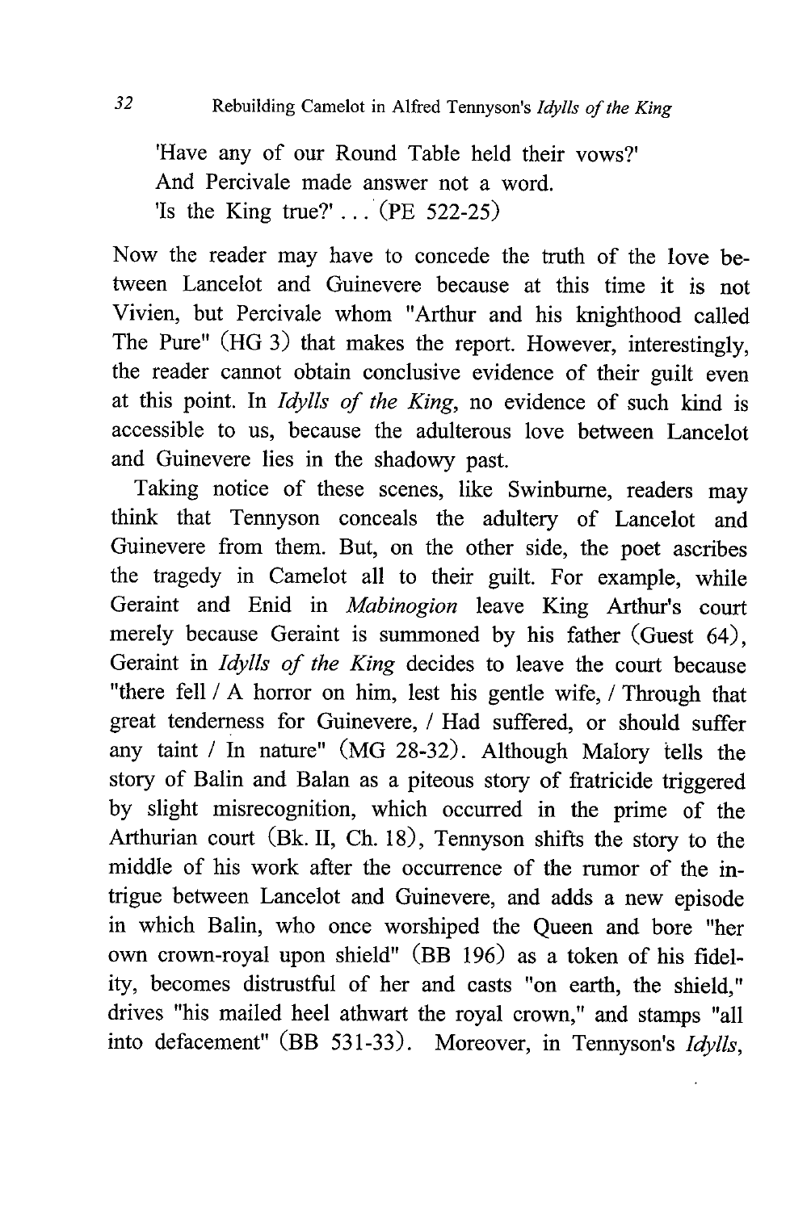'Have any of our Round Table held their vows?'
And Percivale made answer not a word.
'Is the King true?' . . . (PE 522-25)

Now the reader may have to concede the truth of the love between Lancelot and Guinevere because at this time it is not Vivien, but Percivale whom "Arthur and his knighthood called The Pure" (HG 3) that makes the report. However, interestingly, the reader cannot obtain conclusive evidence of their guilt even at this point. In *Idylls of the King*, no evidence of such kind is accessible to us, because the adulterous love between Lancelot and Guinevere lies in the shadowy past.

Taking notice of these scenes, like Swinburne, readers may think that Tennyson conceals the adultery of Lancelot and Guinevere from them. But, on the other side, the poet ascribes the tragedy in Camelot all to their guilt. For example, while Geraint and Enid in *Mabinogion* leave King Arthur's court merely because Geraint is summoned by his father (Guest 64), Geraint in *Idylls of the King* decides to leave the court because "there fell / A horror on him, lest his gentle wife, / Through that great tenderness for Guinevere, / Had suffered, or should suffer any taint / In nature" (MG 28-32). Although Malory tells the story of Balin and Balan as a piteous story of fratricide triggered by slight misrecognition, which occurred in the prime of the Arthurian court (Bk. II, Ch. 18), Tennyson shifts the story to the middle of his work after the occurrence of the rumor of the intrigue between Lancelot and Guinevere, and adds a new episode in which Balin, who once worshiped the Queen and bore "her own crown-royal upon shield" (BB 196) as a token of his fidelity, becomes distrustful of her and casts "on earth, the shield," drives "his mailed heel athwart the royal crown," and stamps "all into defacement" (BB 531-33). Moreover, in Tennyson's *Idylls*,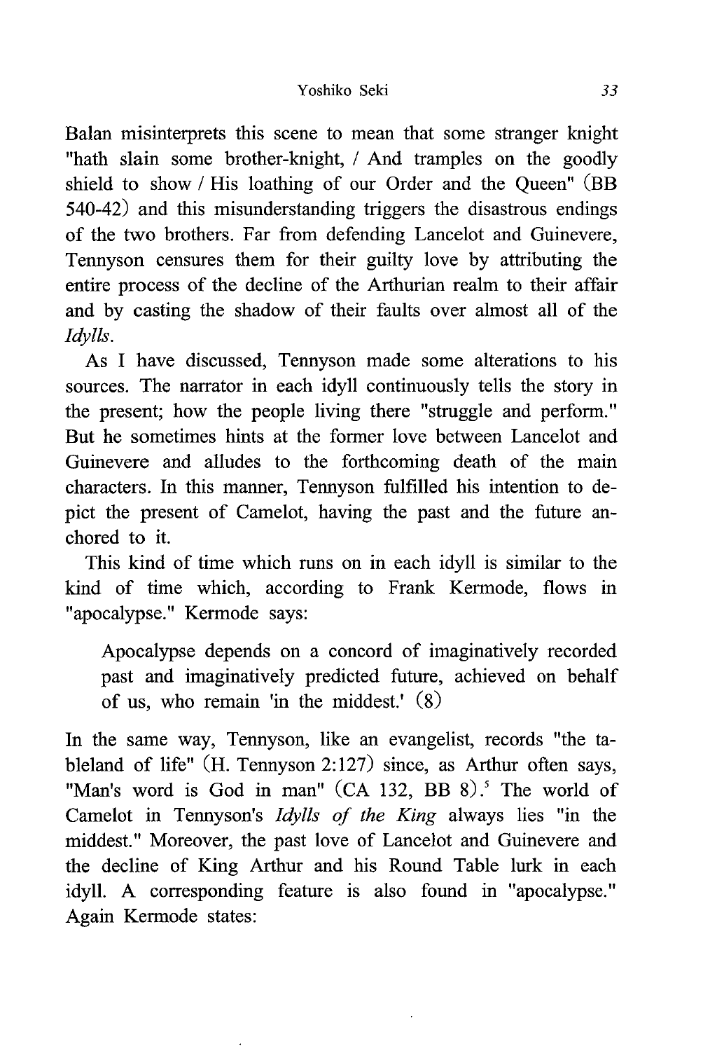Balan misinterprets this scene to mean that some stranger knight "hath slain some brother-knight, / And tramples on the goodly shield to show / His loathing of our Order and the Queen" (BB 540-42) and this misunderstanding triggers the disastrous endings of the two brothers. Far from defending Lancelot and Guinevere, Tennyson censures them for their guilty love by attributing the entire process of the decline of the Arthurian realm to their affair and by casting the shadow of their faults over almost all of the *Idylls*.

As I have discussed, Tennyson made some alterations to his sources. The narrator in each idyll continuously tells the story in the present; how the people living there "struggle and perform." But he sometimes hints at the former love between Lancelot and Guinevere and alludes to the forthcoming death of the main characters. In this manner, Tennyson fulfilled his intention to depict the present of Camelot, having the past and the future anchored to it.

This kind of time which runs on in each idyll is similar to the kind of time which, according to Frank Kermode, flows in "apocalypse." Kermode says:

> Apocalypse depends on a concord of imaginatively recorded past and imaginatively predicted future, achieved on behalf of us, who remain 'in the middest.' (8)

In the same way, Tennyson, like an evangelist, records "the tableland of life" (H. Tennyson 2:127) since, as Arthur often says, "Man's word is God in man" (CA 132, BB 8).[5] The world of Camelot in Tennyson's *Idylls of the King* always lies "in the middest." Moreover, the past love of Lancelot and Guinevere and the decline of King Arthur and his Round Table lurk in each idyll. A corresponding feature is also found in "apocalypse." Again Kermode states: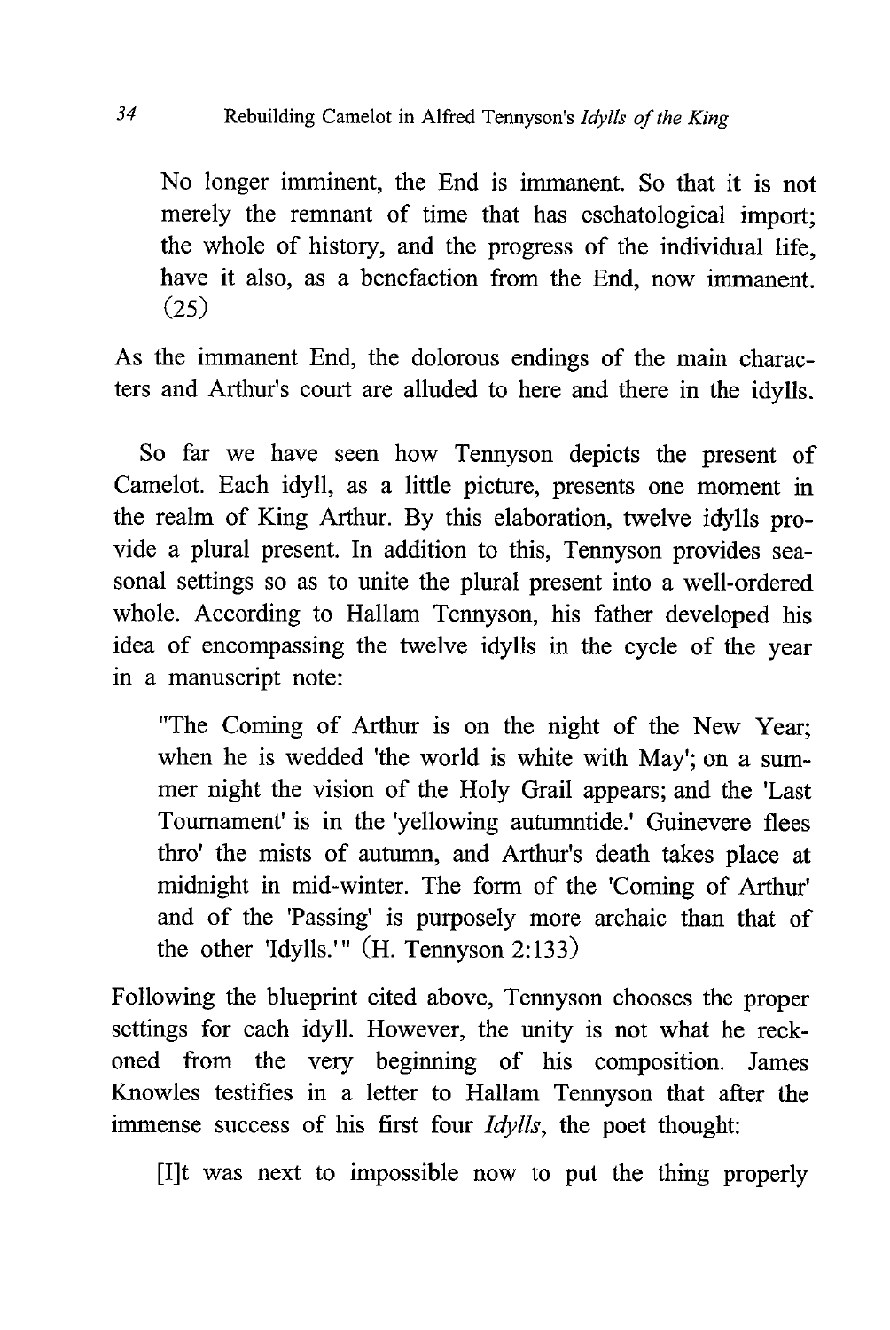> No longer imminent, the End is immanent. So that it is not merely the remnant of time that has eschatological import; the whole of history, and the progress of the individual life, have it also, as a benefaction from the End, now immanent. (25)

As the immanent End, the dolorous endings of the main characters and Arthur's court are alluded to here and there in the idylls.

So far we have seen how Tennyson depicts the present of Camelot. Each idyll, as a little picture, presents one moment in the realm of King Arthur. By this elaboration, twelve idylls provide a plural present. In addition to this, Tennyson provides seasonal settings so as to unite the plural present into a well-ordered whole. According to Hallam Tennyson, his father developed his idea of encompassing the twelve idylls in the cycle of the year in a manuscript note:

> "The Coming of Arthur is on the night of the New Year; when he is wedded 'the world is white with May'; on a summer night the vision of the Holy Grail appears; and the 'Last Tournament' is in the 'yellowing autumntide.' Guinevere flees thro' the mists of autumn, and Arthur's death takes place at midnight in mid-winter. The form of the 'Coming of Arthur' and of the 'Passing' is purposely more archaic than that of the other 'Idylls.'" (H. Tennyson 2:133)

Following the blueprint cited above, Tennyson chooses the proper settings for each idyll. However, the unity is not what he reckoned from the very beginning of his composition. James Knowles testifies in a letter to Hallam Tennyson that after the immense success of his first four *Idylls*, the poet thought:

> [I]t was next to impossible now to put the thing properly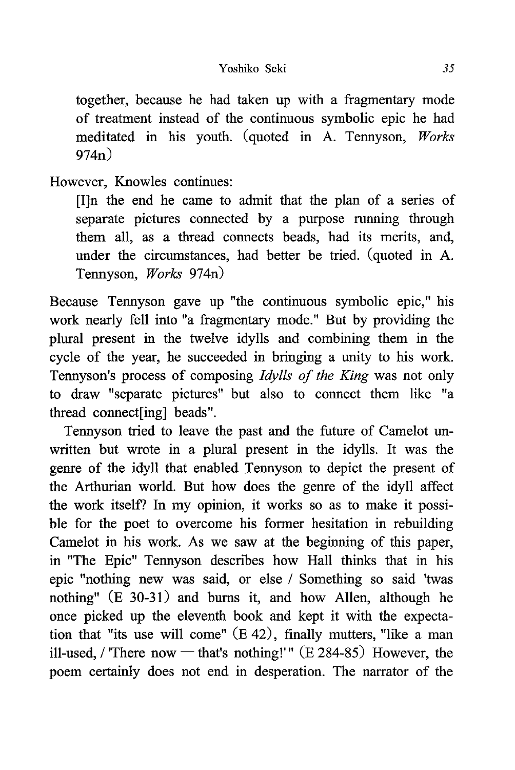> together, because he had taken up with a fragmentary mode of treatment instead of the continuous symbolic epic he had meditated in his youth. (quoted in A. Tennyson, *Works* 974n)

However, Knowles continues:

> [I]n the end he came to admit that the plan of a series of separate pictures connected by a purpose running through them all, as a thread connects beads, had its merits, and, under the circumstances, had better be tried. (quoted in A. Tennyson, *Works* 974n)

Because Tennyson gave up "the continuous symbolic epic," his work nearly fell into "a fragmentary mode." But by providing the plural present in the twelve idylls and combining them in the cycle of the year, he succeeded in bringing a unity to his work. Tennyson's process of composing *Idylls of the King* was not only to draw "separate pictures" but also to connect them like "a thread connect[ing] beads".

Tennyson tried to leave the past and the future of Camelot unwritten but wrote in a plural present in the idylls. It was the genre of the idyll that enabled Tennyson to depict the present of the Arthurian world. But how does the genre of the idyll affect the work itself? In my opinion, it works so as to make it possible for the poet to overcome his former hesitation in rebuilding Camelot in his work. As we saw at the beginning of this paper, in "The Epic" Tennyson describes how Hall thinks that in his epic "nothing new was said, or else / Something so said 'twas nothing" (E 30-31) and burns it, and how Allen, although he once picked up the eleventh book and kept it with the expectation that "its use will come" (E 42), finally mutters, "like a man ill-used, / 'There now — that's nothing!'" (E 284-85) However, the poem certainly does not end in desperation. The narrator of the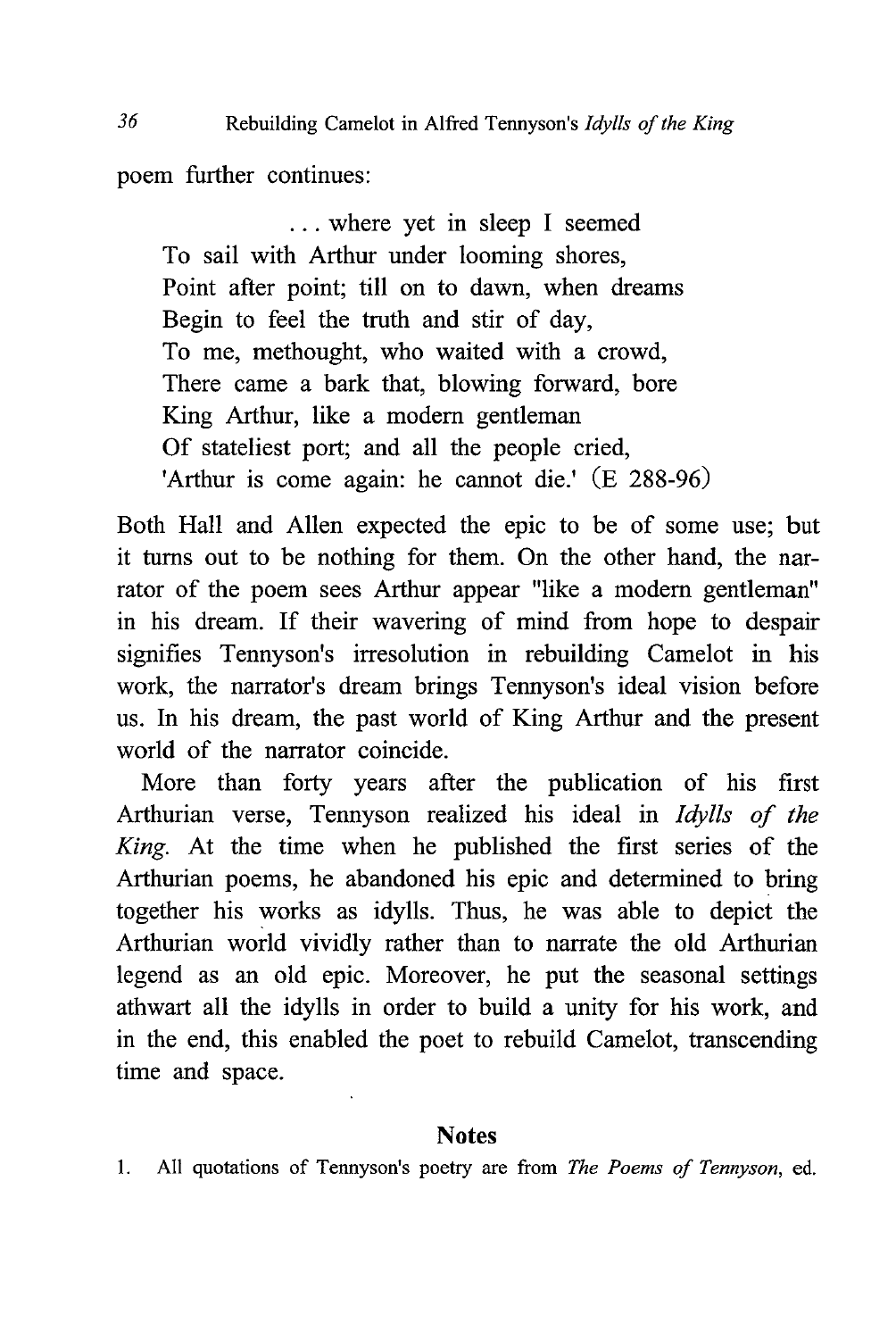poem further continues:

> . . . where yet in sleep I seemed
> To sail with Arthur under looming shores,
> Point after point; till on to dawn, when dreams
> Begin to feel the truth and stir of day,
> To me, methought, who waited with a crowd,
> There came a bark that, blowing forward, bore
> King Arthur, like a modern gentleman
> Of stateliest port; and all the people cried,
> 'Arthur is come again: he cannot die.' (E 288-96)

Both Hall and Allen expected the epic to be of some use; but it turns out to be nothing for them. On the other hand, the narrator of the poem sees Arthur appear "like a modern gentleman" in his dream. If their wavering of mind from hope to despair signifies Tennyson's irresolution in rebuilding Camelot in his work, the narrator's dream brings Tennyson's ideal vision before us. In his dream, the past world of King Arthur and the present world of the narrator coincide.

More than forty years after the publication of his first Arthurian verse, Tennyson realized his ideal in *Idylls of the King*. At the time when he published the first series of the Arthurian poems, he abandoned his epic and determined to bring together his works as idylls. Thus, he was able to depict the Arthurian world vividly rather than to narrate the old Arthurian legend as an old epic. Moreover, he put the seasonal settings athwart all the idylls in order to build a unity for his work, and in the end, this enabled the poet to rebuild Camelot, transcending time and space.

## Notes

1. All quotations of Tennyson's poetry are from *The Poems of Tennyson*, ed.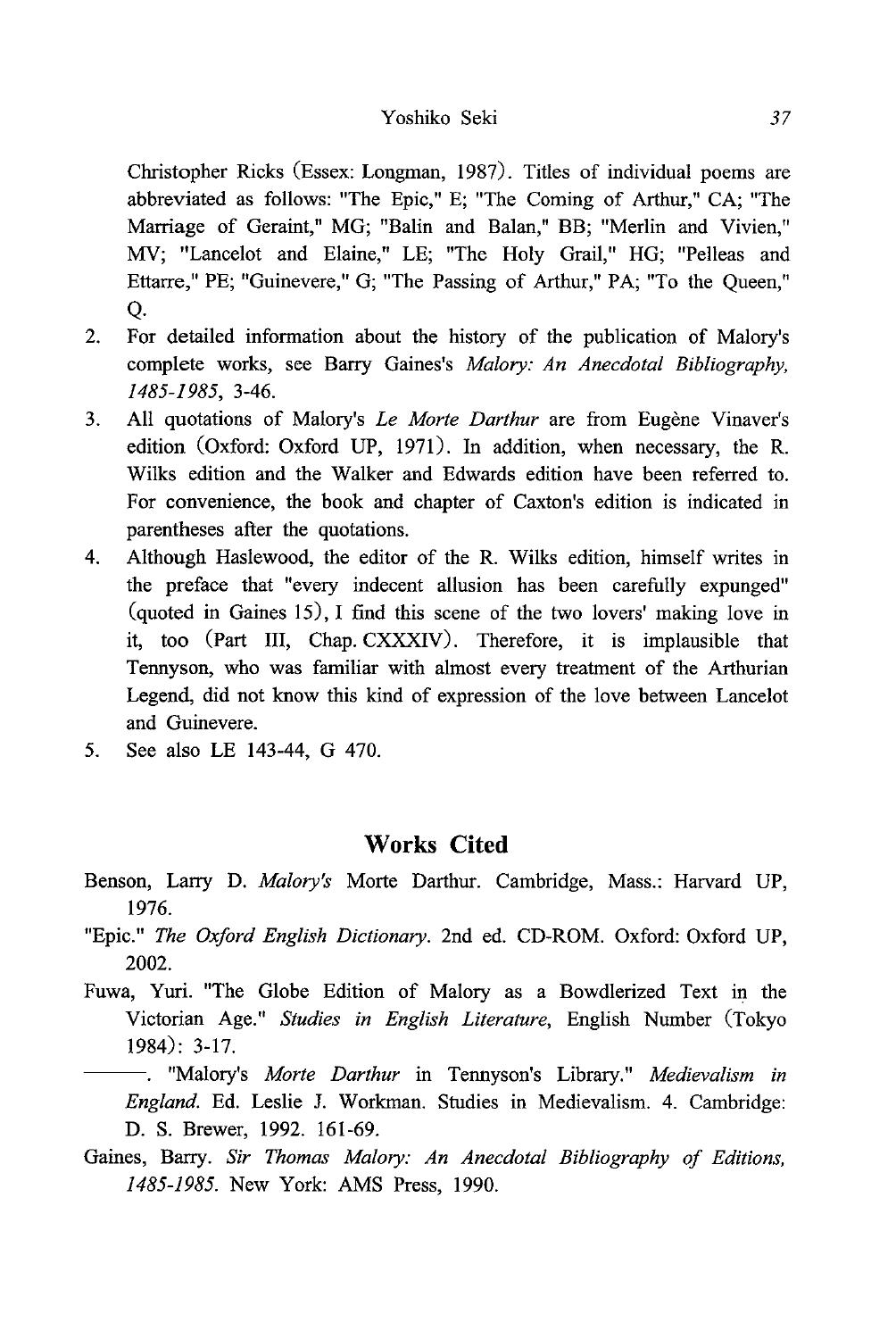Christopher Ricks (Essex: Longman, 1987). Titles of individual poems are abbreviated as follows: "The Epic," E; "The Coming of Arthur," CA; "The Marriage of Geraint," MG; "Balin and Balan," BB; "Merlin and Vivien," MV; "Lancelot and Elaine," LE; "The Holy Grail," HG; "Pelleas and Ettarre," PE; "Guinevere," G; "The Passing of Arthur," PA; "To the Queen," Q.

2. For detailed information about the history of the publication of Malory's complete works, see Barry Gaines's *Malory: An Anecdotal Bibliography, 1485-1985*, 3-46.
3. All quotations of Malory's *Le Morte Darthur* are from Eugène Vinaver's edition (Oxford: Oxford UP, 1971). In addition, when necessary, the R. Wilks edition and the Walker and Edwards edition have been referred to. For convenience, the book and chapter of Caxton's edition is indicated in parentheses after the quotations.
4. Although Haslewood, the editor of the R. Wilks edition, himself writes in the preface that "every indecent allusion has been carefully expunged" (quoted in Gaines 15), I find this scene of the two lovers' making love in it, too (Part III, Chap. CXXXIV). Therefore, it is implausible that Tennyson, who was familiar with almost every treatment of the Arthurian Legend, did not know this kind of expression of the love between Lancelot and Guinevere.
5. See also LE 143-44, G 470.

## Works Cited

Benson, Larry D. *Malory's* Morte Darthur. Cambridge, Mass.: Harvard UP, 1976.

"Epic." *The Oxford English Dictionary*. 2nd ed. CD-ROM. Oxford: Oxford UP, 2002.

Fuwa, Yuri. "The Globe Edition of Malory as a Bowdlerized Text in the Victorian Age." *Studies in English Literature*, English Number (Tokyo 1984): 3-17.

———. "Malory's *Morte Darthur* in Tennyson's Library." *Medievalism in England*. Ed. Leslie J. Workman. Studies in Medievalism. 4. Cambridge: D. S. Brewer, 1992. 161-69.

Gaines, Barry. *Sir Thomas Malory: An Anecdotal Bibliography of Editions, 1485-1985*. New York: AMS Press, 1990.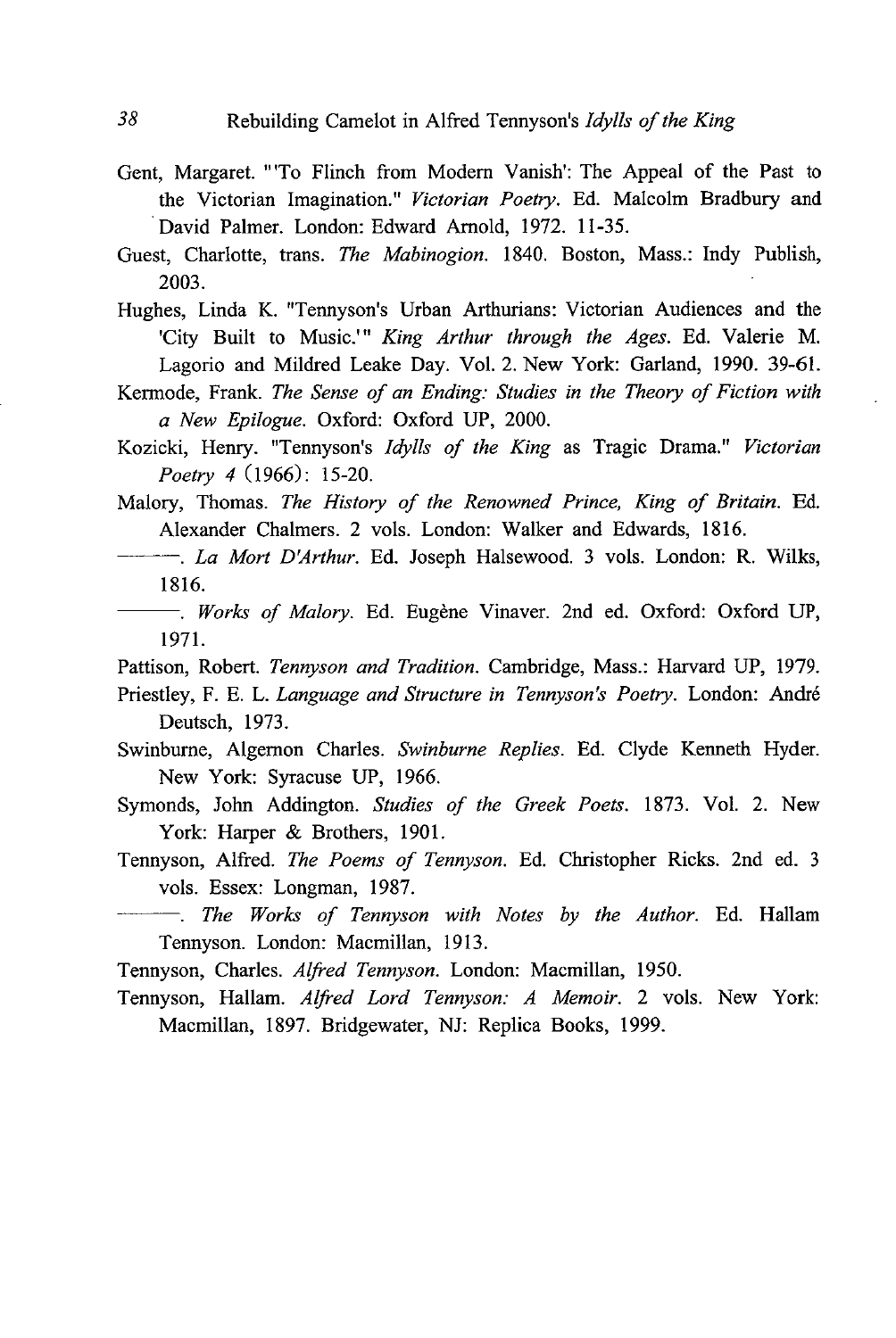Gent, Margaret. "'To Flinch from Modern Vanish': The Appeal of the Past to the Victorian Imagination." *Victorian Poetry*. Ed. Malcolm Bradbury and David Palmer. London: Edward Arnold, 1972. 11-35.

Guest, Charlotte, trans. *The Mabinogion*. 1840. Boston, Mass.: Indy Publish, 2003.

Hughes, Linda K. "Tennyson's Urban Arthurians: Victorian Audiences and the 'City Built to Music.'" *King Arthur through the Ages*. Ed. Valerie M. Lagorio and Mildred Leake Day. Vol. 2. New York: Garland, 1990. 39-61.

Kermode, Frank. *The Sense of an Ending: Studies in the Theory of Fiction with a New Epilogue*. Oxford: Oxford UP, 2000.

Kozicki, Henry. "Tennyson's *Idylls of the King* as Tragic Drama." *Victorian Poetry 4* (1966): 15-20.

Malory, Thomas. *The History of the Renowned Prince, King of Britain*. Ed. Alexander Chalmers. 2 vols. London: Walker and Edwards, 1816.

———. *La Mort D'Arthur*. Ed. Joseph Halsewood. 3 vols. London: R. Wilks, 1816.

———. *Works of Malory*. Ed. Eugène Vinaver. 2nd ed. Oxford: Oxford UP, 1971.

Pattison, Robert. *Tennyson and Tradition*. Cambridge, Mass.: Harvard UP, 1979.

Priestley, F. E. L. *Language and Structure in Tennyson's Poetry*. London: André Deutsch, 1973.

Swinburne, Algernon Charles. *Swinburne Replies*. Ed. Clyde Kenneth Hyder. New York: Syracuse UP, 1966.

Symonds, John Addington. *Studies of the Greek Poets*. 1873. Vol. 2. New York: Harper & Brothers, 1901.

Tennyson, Alfred. *The Poems of Tennyson*. Ed. Christopher Ricks. 2nd ed. 3 vols. Essex: Longman, 1987.

———. *The Works of Tennyson with Notes by the Author*. Ed. Hallam Tennyson. London: Macmillan, 1913.

Tennyson, Charles. *Alfred Tennyson*. London: Macmillan, 1950.

Tennyson, Hallam. *Alfred Lord Tennyson: A Memoir*. 2 vols. New York: Macmillan, 1897. Bridgewater, NJ: Replica Books, 1999.